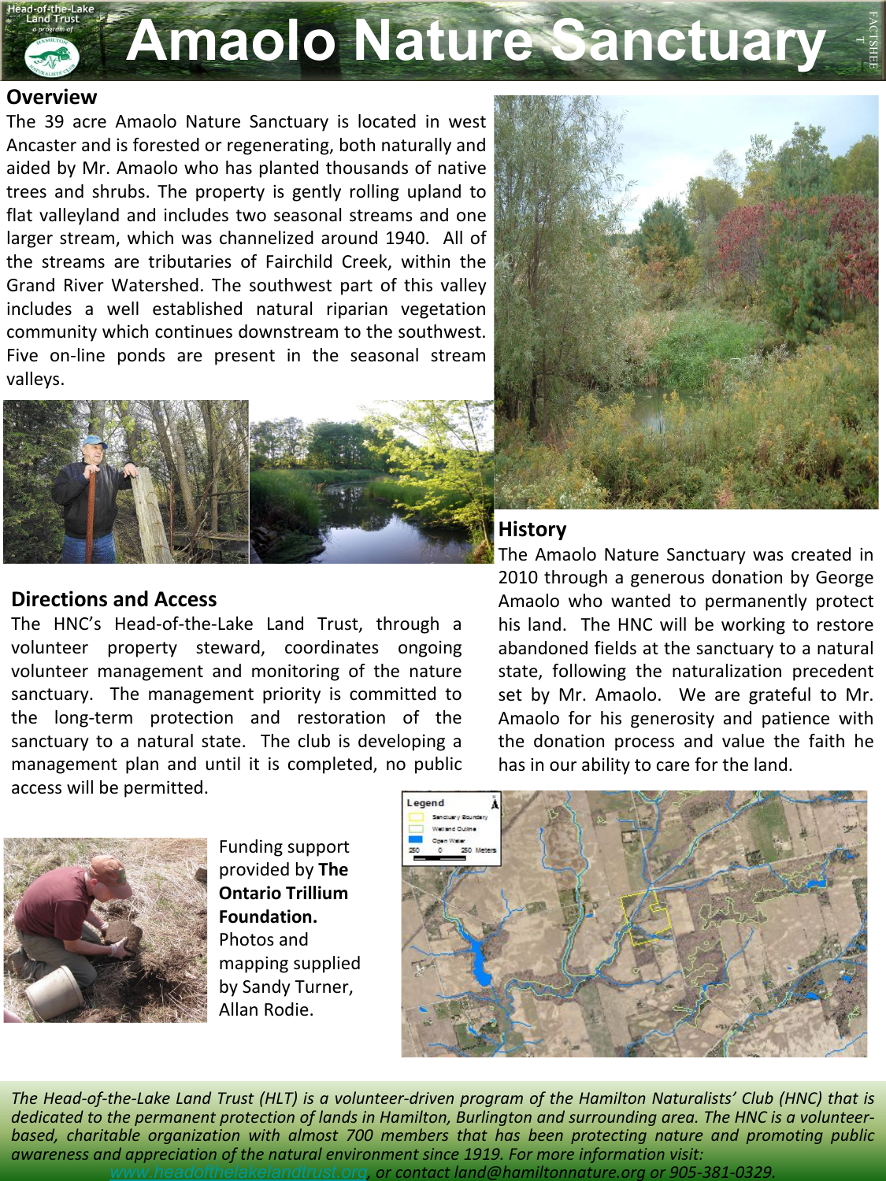# Amaolo Nature Sanctuary

## Overview

The 39 acre Amaolo Nature Sanctuary is located in west Ancaster and is forested or regenerating, both naturally and aided by Mr. Amaolo who has planted thousands of native trees and shrubs. The property is gently rolling upland to flat valleyland and includes two seasonal streams and one larger stream, which was channelized around 1940. All of the streams are tributaries of Fairchild Creek, within the Grand River Watershed. The southwest part of this valley includes a well established natural riparian vegetation community which continues downstream to the southwest. Five on-line ponds are present in the seasonal stream valleys.

## History

The Amaolo Nature Sanctuary was created in 2010 through a generous donation by George Amaolo who wanted to permanently protect his land. The HNC will be working to restore abandoned fields at the sanctuary to a natural state, following the naturalization precedent set by Mr. Amaolo. We are grateful to Mr. Amaolo for his generosity and patience with the donation process and value the faith he has in our ability to care for the land.

## Directions and Access

The HNC's Head-of-the-Lake Land Trust, through a volunteer property steward, coordinates ongoing volunteer management and monitoring of the nature sanctuary. The management priority is committed to the long-term protection and restoration of the sanctuary to a natural state. The club is developing a management plan and until it is completed, no public access will be permitted.

Funding support provided by **The Ontario Trillium Foundation.** Photos and mapping supplied by Sandy Turner, Allan Rodie.

*The Head-of-the-Lake Land Trust (HLT) is a volunteer-driven program of the Hamilton Naturalists' Club (HNC) that is dedicated to the permanent protection of lands in Hamilton, Burlington and surrounding area. The HNC is a volunteer-based, charitable organization with almost 700 members that has been protecting nature and promoting public awareness and appreciation of the natural environment since 1919. For more information visit: www.headofthelakelandtrust.org, or contact land@hamiltonnature.org or 905-381-0329.*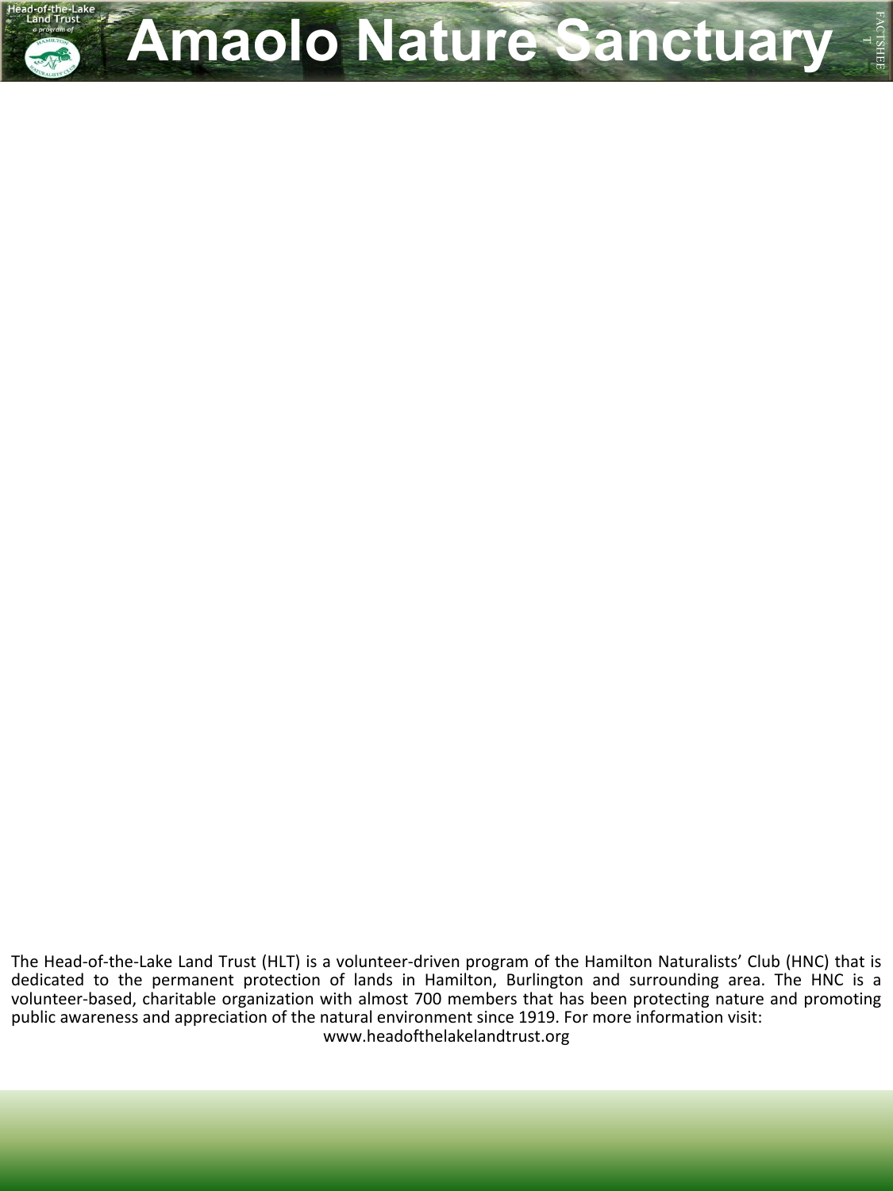The Head-of-the-Lake Land Trust (HLT) is a volunteer-driven program of the Hamilton Naturalists' Club (HNC) that is dedicated to the permanent protection of lands in Hamilton, Burlington and surrounding area. The HNC is a volunteer-based, charitable organization with almost 700 members that has been protecting nature and promoting public awareness and appreciation of the natural environment since 1919. For more information visit:

www.headofthelakelandtrust.org